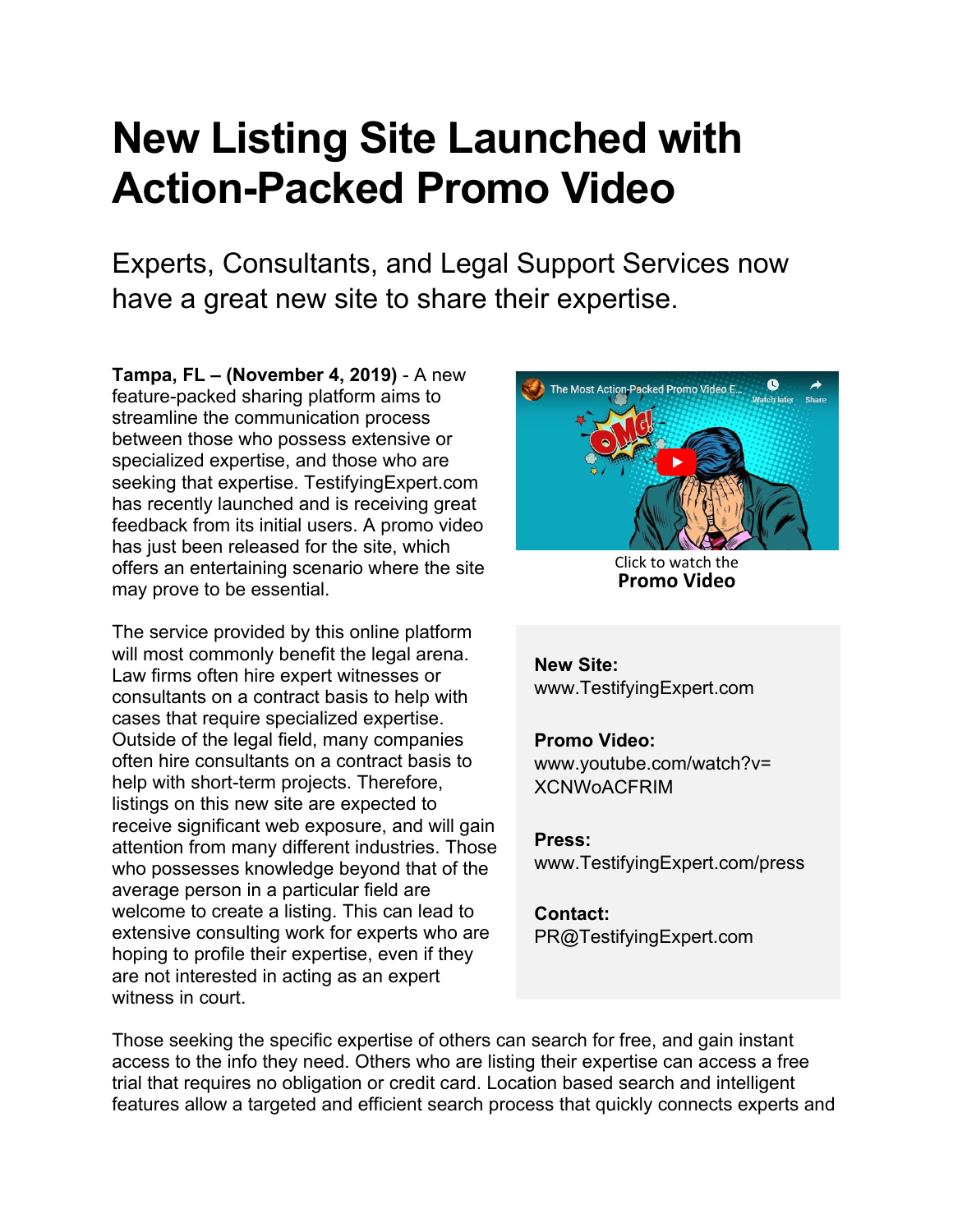# New Listing Site Launched with Action-Packed Promo Video

## Experts, Consultants, and Legal Support Services now have a great new site to share their expertise.

**Tampa, FL – (November 4, 2019)** - A new feature-packed sharing platform aims to streamline the communication process between those who possess extensive or specialized expertise, and those who are seeking that expertise. TestifyingExpert.com has recently launched and is receiving great feedback from its initial users. A promo video has just been released for the site, which offers an entertaining scenario where the site may prove to be essential.

Click to watch the **Promo Video**

The service provided by this online platform will most commonly benefit the legal arena. Law firms often hire expert witnesses or consultants on a contract basis to help with cases that require specialized expertise. Outside of the legal field, many companies often hire consultants on a contract basis to help with short-term projects. Therefore, listings on this new site are expected to receive significant web exposure, and will gain attention from many different industries. Those who possesses knowledge beyond that of the average person in a particular field are welcome to create a listing. This can lead to extensive consulting work for experts who are hoping to profile their expertise, even if they are not interested in acting as an expert witness in court.

**New Site:**
www.TestifyingExpert.com

**Promo Video:**
www.youtube.com/watch?v=XCNWoACFRIM

**Press:**
www.TestifyingExpert.com/press

**Contact:**
PR@TestifyingExpert.com

Those seeking the specific expertise of others can search for free, and gain instant access to the info they need. Others who are listing their expertise can access a free trial that requires no obligation or credit card. Location based search and intelligent features allow a targeted and efficient search process that quickly connects experts and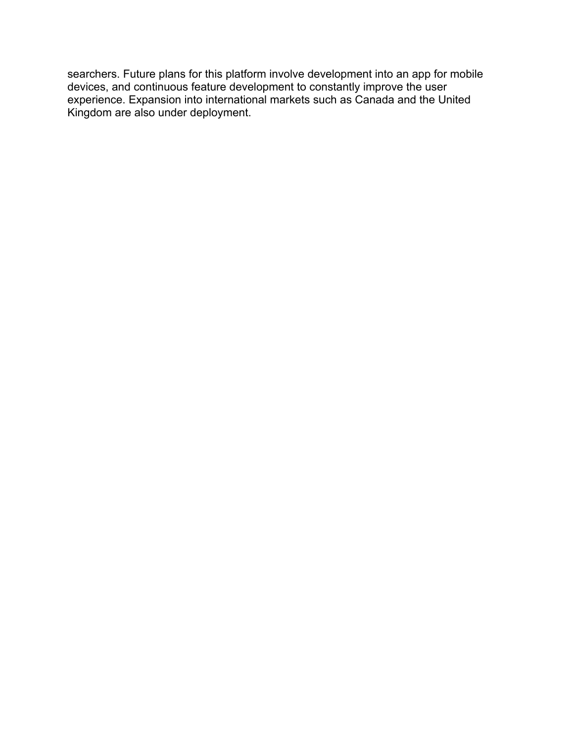searchers. Future plans for this platform involve development into an app for mobile devices, and continuous feature development to constantly improve the user experience. Expansion into international markets such as Canada and the United Kingdom are also under deployment.